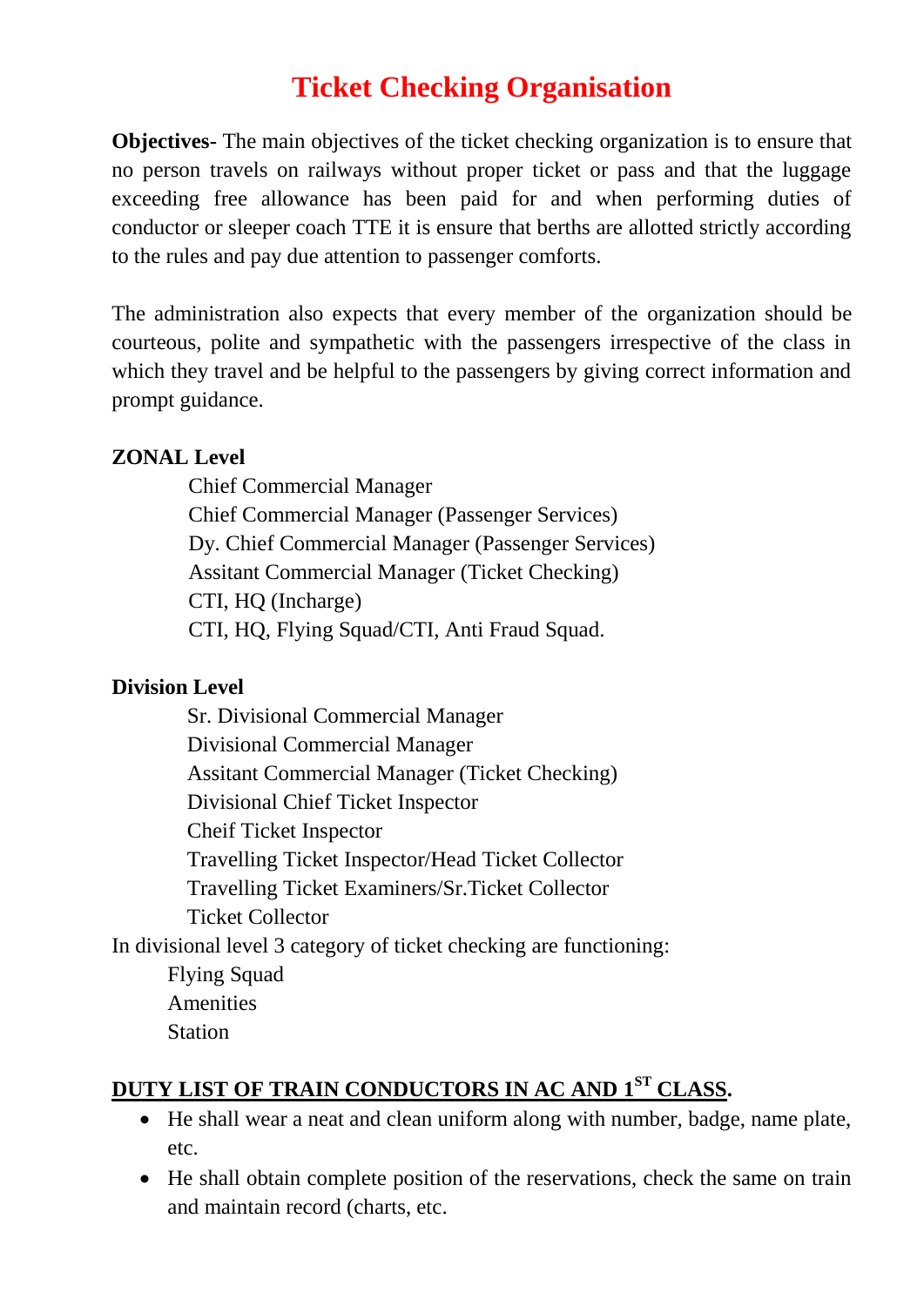# Ticket Checking Organisation

**Objectives-** The main objectives of the ticket checking organization is to ensure that no person travels on railways without proper ticket or pass and that the luggage exceeding free allowance has been paid for and when performing duties of conductor or sleeper coach TTE it is ensure that berths are allotted strictly according to the rules and pay due attention to passenger comforts.

The administration also expects that every member of the organization should be courteous, polite and sympathetic with the passengers irrespective of the class in which they travel and be helpful to the passengers by giving correct information and prompt guidance.

**ZONAL Level**

Chief Commercial Manager
Chief Commercial Manager (Passenger Services)
Dy. Chief Commercial Manager (Passenger Services)
Assitant Commercial Manager (Ticket Checking)
CTI, HQ (Incharge)
CTI, HQ, Flying Squad/CTI, Anti Fraud Squad.

**Division Level**

Sr. Divisional Commercial Manager
Divisional Commercial Manager
Assitant Commercial Manager (Ticket Checking)
Divisional Chief Ticket Inspector
Cheif Ticket Inspector
Travelling Ticket Inspector/Head Ticket Collector
Travelling Ticket Examiners/Sr.Ticket Collector
Ticket Collector

In divisional level 3 category of ticket checking are functioning:

Flying Squad
Amenities
Station

## DUTY LIST OF TRAIN CONDUCTORS IN AC AND 1ST CLASS.

- He shall wear a neat and clean uniform along with number, badge, name plate, etc.
- He shall obtain complete position of the reservations, check the same on train and maintain record (charts, etc.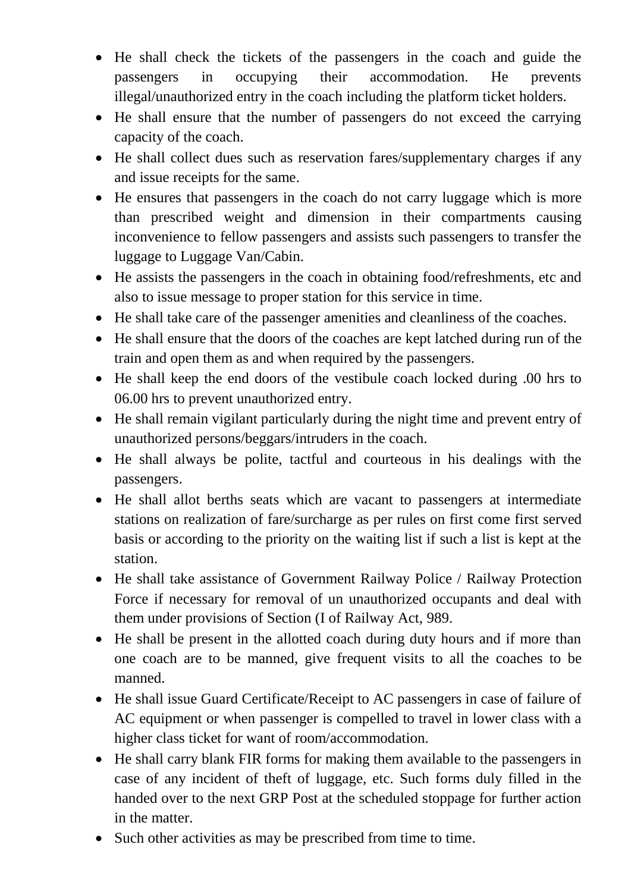- He shall check the tickets of the passengers in the coach and guide the passengers in occupying their accommodation. He prevents illegal/unauthorized entry in the coach including the platform ticket holders.
- He shall ensure that the number of passengers do not exceed the carrying capacity of the coach.
- He shall collect dues such as reservation fares/supplementary charges if any and issue receipts for the same.
- He ensures that passengers in the coach do not carry luggage which is more than prescribed weight and dimension in their compartments causing inconvenience to fellow passengers and assists such passengers to transfer the luggage to Luggage Van/Cabin.
- He assists the passengers in the coach in obtaining food/refreshments, etc and also to issue message to proper station for this service in time.
- He shall take care of the passenger amenities and cleanliness of the coaches.
- He shall ensure that the doors of the coaches are kept latched during run of the train and open them as and when required by the passengers.
- He shall keep the end doors of the vestibule coach locked during .00 hrs to 06.00 hrs to prevent unauthorized entry.
- He shall remain vigilant particularly during the night time and prevent entry of unauthorized persons/beggars/intruders in the coach.
- He shall always be polite, tactful and courteous in his dealings with the passengers.
- He shall allot berths seats which are vacant to passengers at intermediate stations on realization of fare/surcharge as per rules on first come first served basis or according to the priority on the waiting list if such a list is kept at the station.
- He shall take assistance of Government Railway Police / Railway Protection Force if necessary for removal of un unauthorized occupants and deal with them under provisions of Section (I of Railway Act, 989.
- He shall be present in the allotted coach during duty hours and if more than one coach are to be manned, give frequent visits to all the coaches to be manned.
- He shall issue Guard Certificate/Receipt to AC passengers in case of failure of AC equipment or when passenger is compelled to travel in lower class with a higher class ticket for want of room/accommodation.
- He shall carry blank FIR forms for making them available to the passengers in case of any incident of theft of luggage, etc. Such forms duly filled in the handed over to the next GRP Post at the scheduled stoppage for further action in the matter.
- Such other activities as may be prescribed from time to time.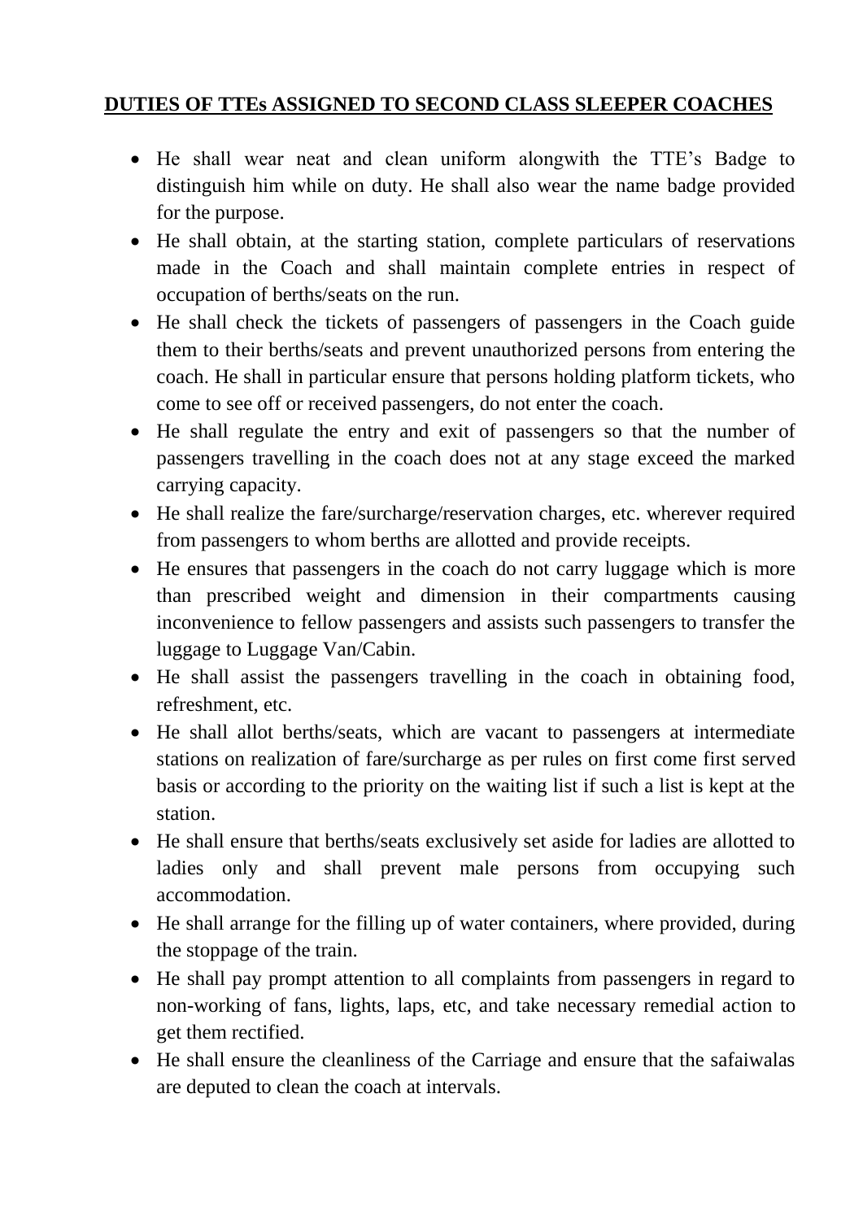## DUTIES OF TTEs ASSIGNED TO SECOND CLASS SLEEPER COACHES

- He shall wear neat and clean uniform alongwith the TTE's Badge to distinguish him while on duty. He shall also wear the name badge provided for the purpose.
- He shall obtain, at the starting station, complete particulars of reservations made in the Coach and shall maintain complete entries in respect of occupation of berths/seats on the run.
- He shall check the tickets of passengers of passengers in the Coach guide them to their berths/seats and prevent unauthorized persons from entering the coach. He shall in particular ensure that persons holding platform tickets, who come to see off or received passengers, do not enter the coach.
- He shall regulate the entry and exit of passengers so that the number of passengers travelling in the coach does not at any stage exceed the marked carrying capacity.
- He shall realize the fare/surcharge/reservation charges, etc. wherever required from passengers to whom berths are allotted and provide receipts.
- He ensures that passengers in the coach do not carry luggage which is more than prescribed weight and dimension in their compartments causing inconvenience to fellow passengers and assists such passengers to transfer the luggage to Luggage Van/Cabin.
- He shall assist the passengers travelling in the coach in obtaining food, refreshment, etc.
- He shall allot berths/seats, which are vacant to passengers at intermediate stations on realization of fare/surcharge as per rules on first come first served basis or according to the priority on the waiting list if such a list is kept at the station.
- He shall ensure that berths/seats exclusively set aside for ladies are allotted to ladies only and shall prevent male persons from occupying such accommodation.
- He shall arrange for the filling up of water containers, where provided, during the stoppage of the train.
- He shall pay prompt attention to all complaints from passengers in regard to non-working of fans, lights, laps, etc, and take necessary remedial action to get them rectified.
- He shall ensure the cleanliness of the Carriage and ensure that the safaiwalas are deputed to clean the coach at intervals.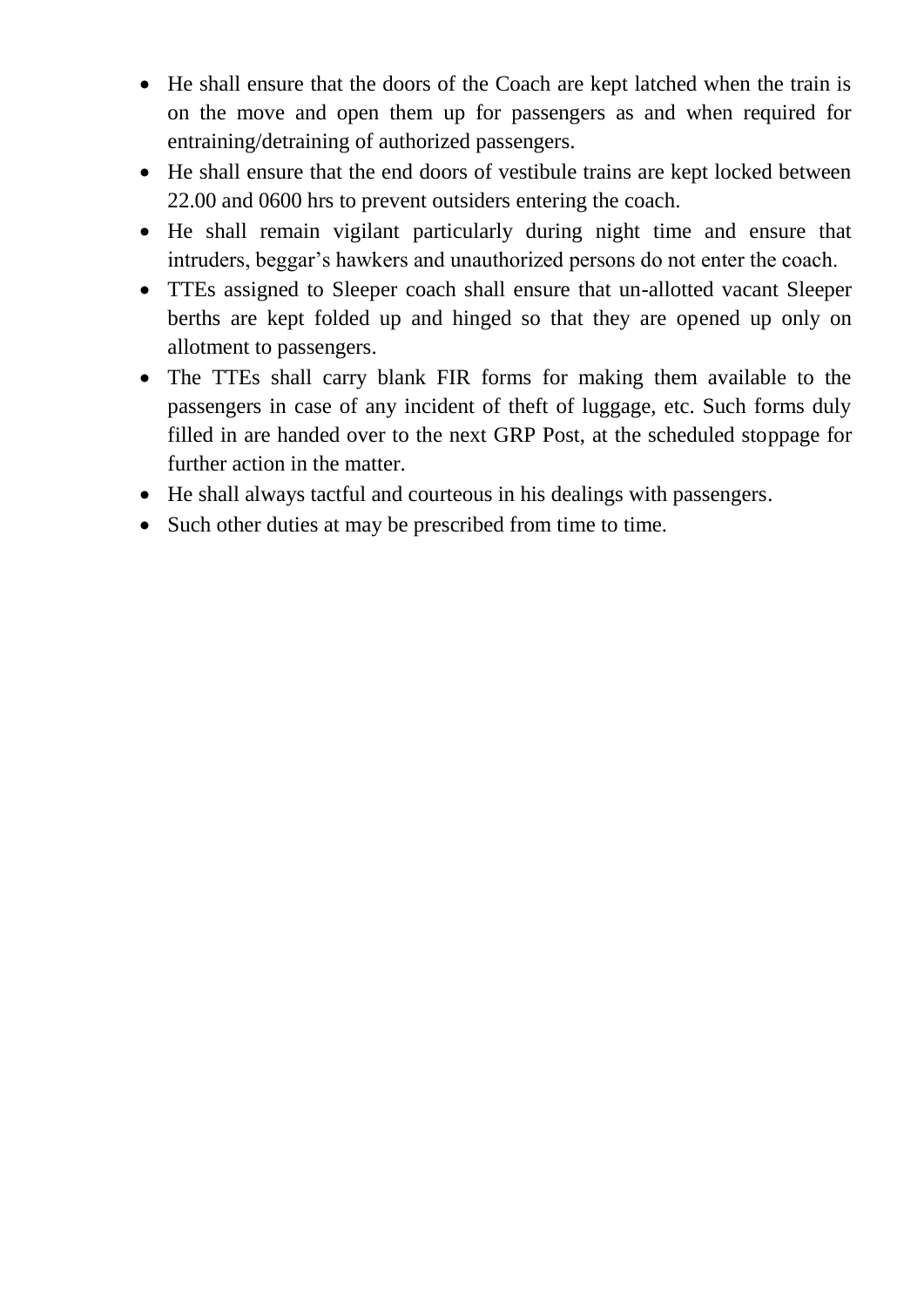- He shall ensure that the doors of the Coach are kept latched when the train is on the move and open them up for passengers as and when required for entraining/detraining of authorized passengers.
- He shall ensure that the end doors of vestibule trains are kept locked between 22.00 and 0600 hrs to prevent outsiders entering the coach.
- He shall remain vigilant particularly during night time and ensure that intruders, beggar's hawkers and unauthorized persons do not enter the coach.
- TTEs assigned to Sleeper coach shall ensure that un-allotted vacant Sleeper berths are kept folded up and hinged so that they are opened up only on allotment to passengers.
- The TTEs shall carry blank FIR forms for making them available to the passengers in case of any incident of theft of luggage, etc. Such forms duly filled in are handed over to the next GRP Post, at the scheduled stoppage for further action in the matter.
- He shall always tactful and courteous in his dealings with passengers.
- Such other duties at may be prescribed from time to time.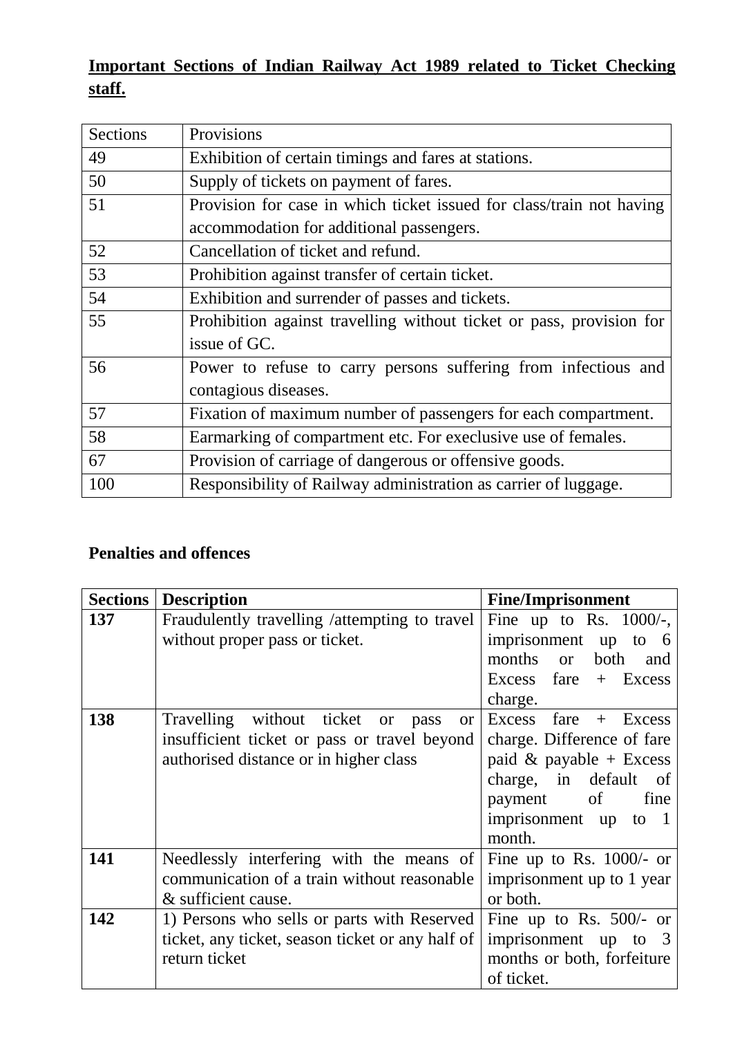**Important Sections of Indian Railway Act 1989 related to Ticket Checking staff.**

| Sections | Provisions |
|---|---|
| 49 | Exhibition of certain timings and fares at stations. |
| 50 | Supply of tickets on payment of fares. |
| 51 | Provision for case in which ticket issued for class/train not having accommodation for additional passengers. |
| 52 | Cancellation of ticket and refund. |
| 53 | Prohibition against transfer of certain ticket. |
| 54 | Exhibition and surrender of passes and tickets. |
| 55 | Prohibition against travelling without ticket or pass, provision for issue of GC. |
| 56 | Power to refuse to carry persons suffering from infectious and contagious diseases. |
| 57 | Fixation of maximum number of passengers for each compartment. |
| 58 | Earmarking of compartment etc. For execlusive use of females. |
| 67 | Provision of carriage of dangerous or offensive goods. |
| 100 | Responsibility of Railway administration as carrier of luggage. |

**Penalties and offences**

| Sections | Description | Fine/Imprisonment |
|---|---|---|
| **137** | Fraudulently travelling /attempting to travel without proper pass or ticket. | Fine up to Rs. 1000/-, imprisonment up to 6 months or both and Excess fare + Excess charge. |
| **138** | Travelling without ticket or pass or insufficient ticket or pass or travel beyond authorised distance or in higher class | Excess fare + Excess charge. Difference of fare paid & payable + Excess charge, in default of payment of fine imprisonment up to 1 month. |
| **141** | Needlessly interfering with the means of communication of a train without reasonable & sufficient cause. | Fine up to Rs. 1000/- or imprisonment up to 1 year or both. |
| **142** | 1) Persons who sells or parts with Reserved ticket, any ticket, season ticket or any half of return ticket | Fine up to Rs. 500/- or imprisonment up to 3 months or both, forfeiture of ticket. |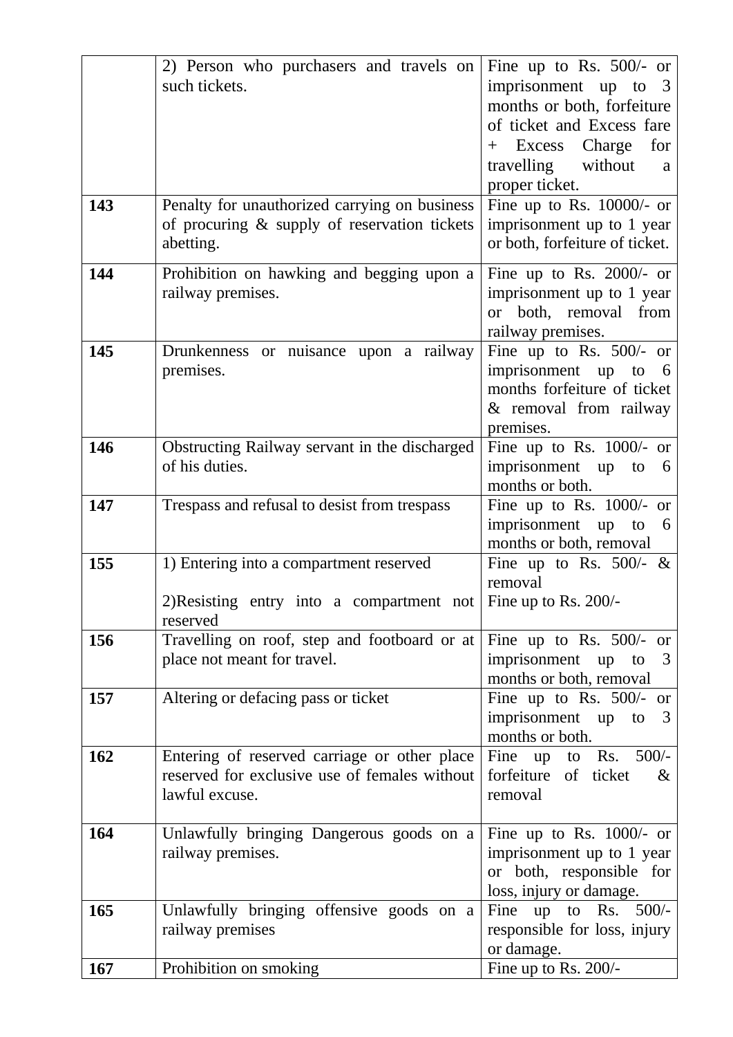|  |  |  |
|---|---|---|
|  | 2) Person who purchasers and travels on such tickets. | Fine up to Rs. 500/- or imprisonment up to 3 months or both, forfeiture of ticket and Excess fare + Excess Charge for travelling without a proper ticket. |
| **143** | Penalty for unauthorized carrying on business of procuring & supply of reservation tickets abetting. | Fine up to Rs. 10000/- or imprisonment up to 1 year or both, forfeiture of ticket. |
| **144** | Prohibition on hawking and begging upon a railway premises. | Fine up to Rs. 2000/- or imprisonment up to 1 year or both, removal from railway premises. |
| **145** | Drunkenness or nuisance upon a railway premises. | Fine up to Rs. 500/- or imprisonment up to 6 months forfeiture of ticket & removal from railway premises. |
| **146** | Obstructing Railway servant in the discharged of his duties. | Fine up to Rs. 1000/- or imprisonment up to 6 months or both. |
| **147** | Trespass and refusal to desist from trespass | Fine up to Rs. 1000/- or imprisonment up to 6 months or both, removal |
| **155** | 1) Entering into a compartment reserved<br><br>2)Resisting entry into a compartment not reserved | Fine up to Rs. 500/- & removal<br>Fine up to Rs. 200/- |
| **156** | Travelling on roof, step and footboard or at place not meant for travel. | Fine up to Rs. 500/- or imprisonment up to 3 months or both, removal |
| **157** | Altering or defacing pass or ticket | Fine up to Rs. 500/- or imprisonment up to 3 months or both. |
| **162** | Entering of reserved carriage or other place reserved for exclusive use of females without lawful excuse. | Fine up to Rs. 500/- forfeiture of ticket & removal |
| **164** | Unlawfully bringing Dangerous goods on a railway premises. | Fine up to Rs. 1000/- or imprisonment up to 1 year or both, responsible for loss, injury or damage. |
| **165** | Unlawfully bringing offensive goods on a railway premises | Fine up to Rs. 500/- responsible for loss, injury or damage. |
| **167** | Prohibition on smoking | Fine up to Rs. 200/- |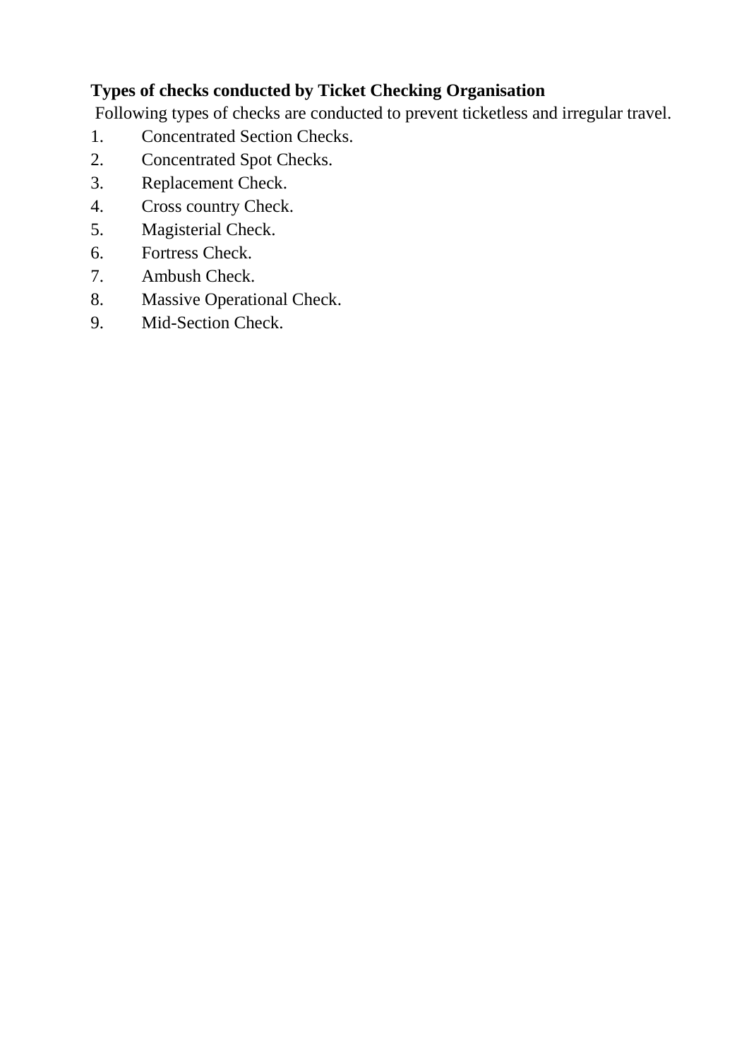**Types of checks conducted by Ticket Checking Organisation**

Following types of checks are conducted to prevent ticketless and irregular travel.

1. Concentrated Section Checks.
2. Concentrated Spot Checks.
3. Replacement Check.
4. Cross country Check.
5. Magisterial Check.
6. Fortress Check.
7. Ambush Check.
8. Massive Operational Check.
9. Mid-Section Check.